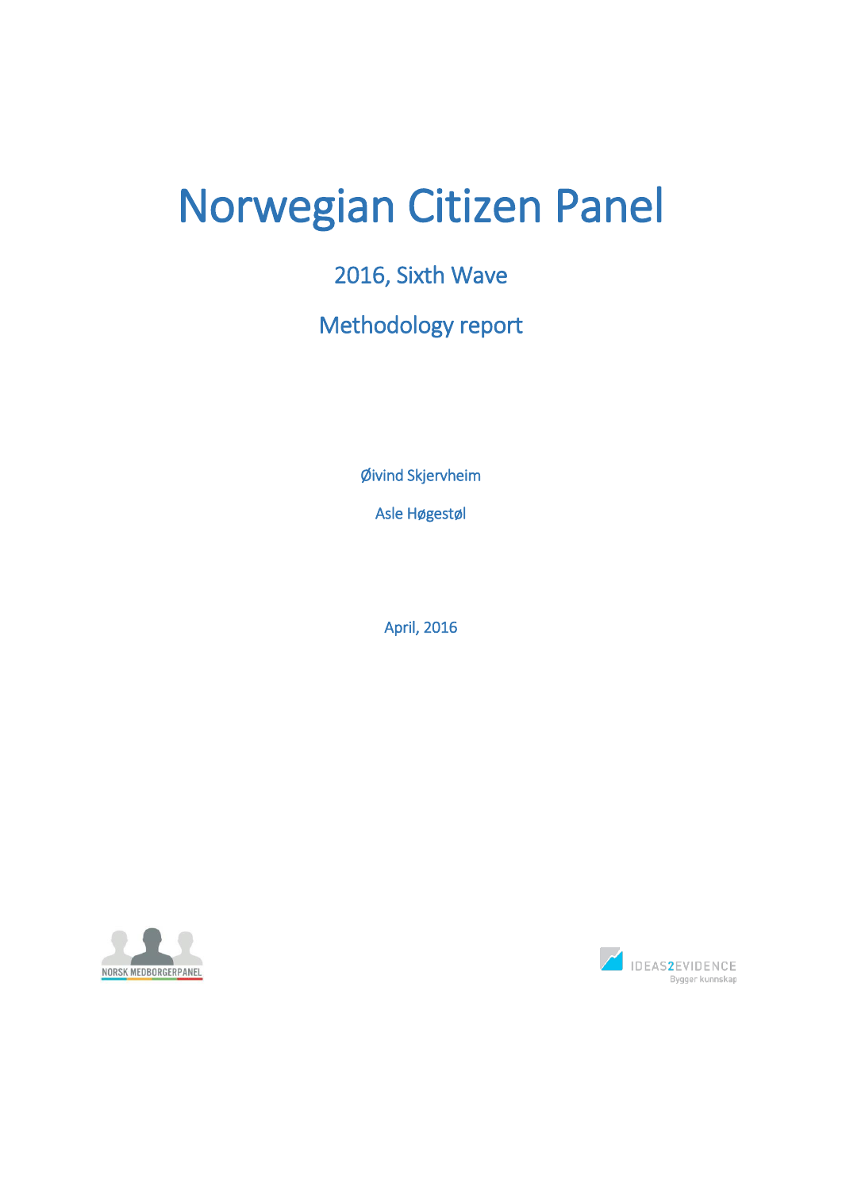# Norwegian Citizen Panel

## 2016, Sixth Wave

## Methodology report

Øivind Skjervheim

Asle Høgestøl

April, 2016

NORSK MEDBORGERPANEL

IDEAS2EVIDENCE

Bygger kunnskap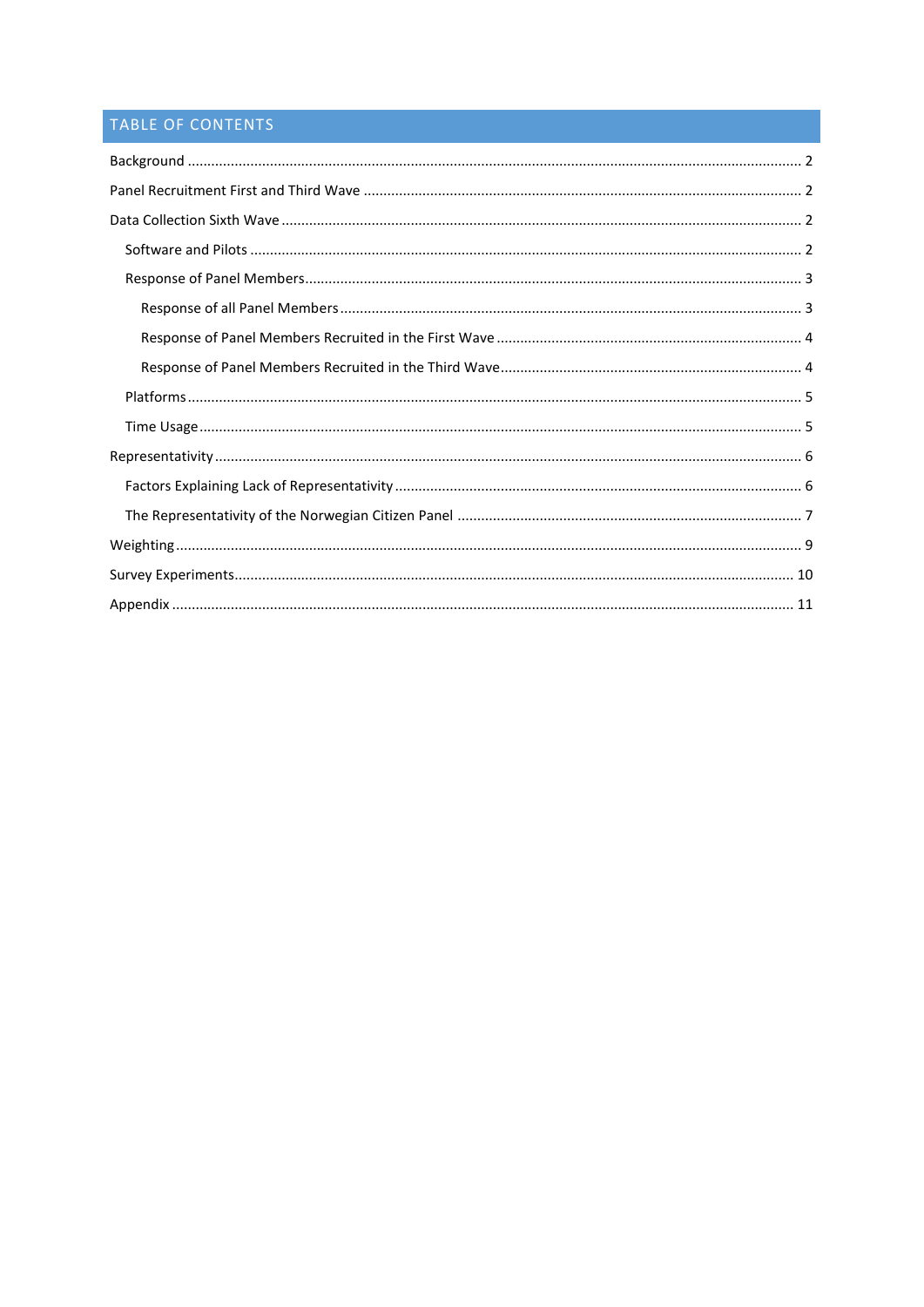## TABLE OF CONTENTS

- Background ... 2
- Panel Recruitment First and Third Wave ... 2
- Data Collection Sixth Wave ... 2
  - Software and Pilots ... 2
  - Response of Panel Members ... 3
    - Response of all Panel Members ... 3
    - Response of Panel Members Recruited in the First Wave ... 4
    - Response of Panel Members Recruited in the Third Wave ... 4
  - Platforms ... 5
  - Time Usage ... 5
- Representativity ... 6
  - Factors Explaining Lack of Representativity ... 6
  - The Representativity of the Norwegian Citizen Panel ... 7
- Weighting ... 9
- Survey Experiments ... 10
- Appendix ... 11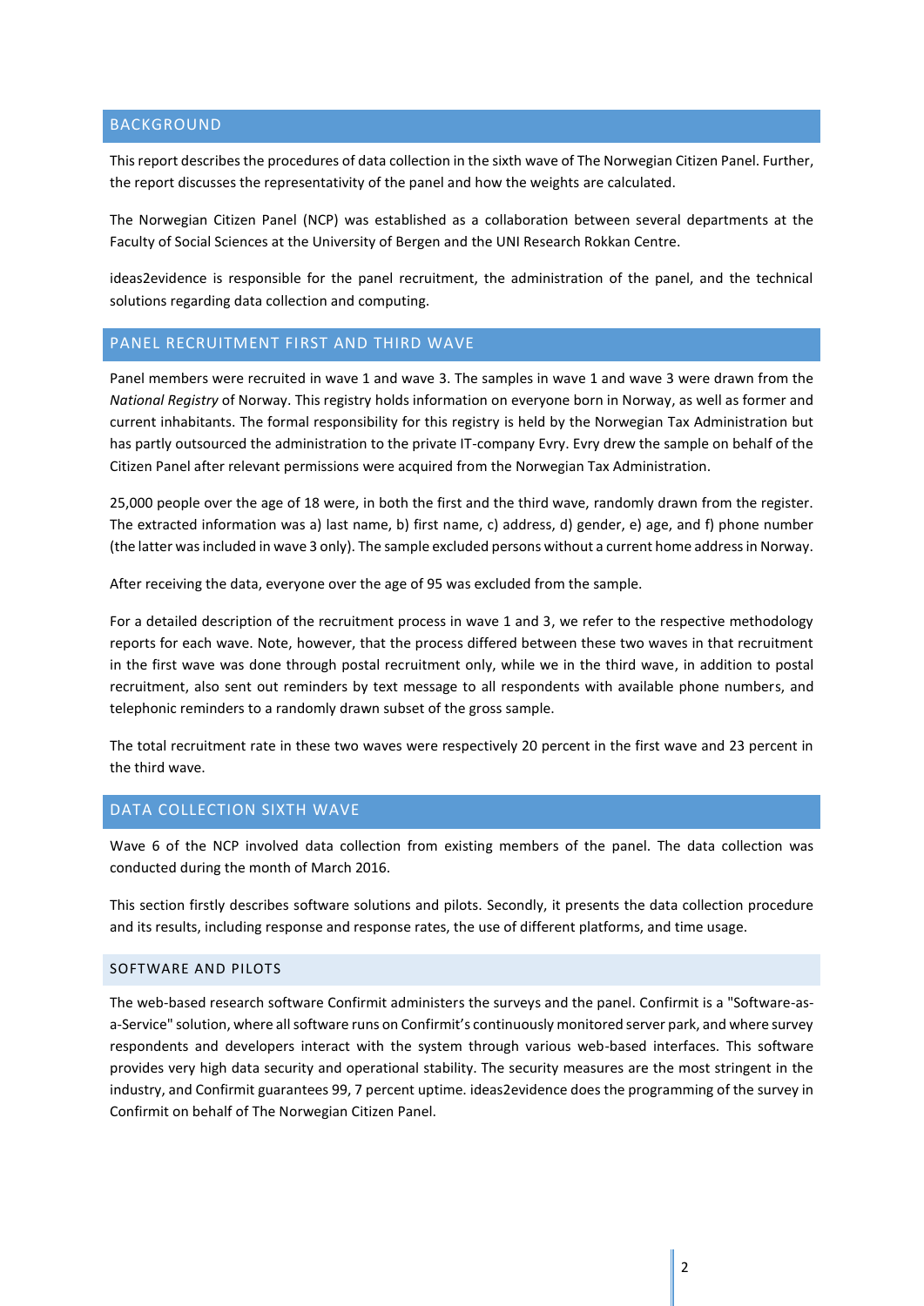## BACKGROUND

This report describes the procedures of data collection in the sixth wave of The Norwegian Citizen Panel. Further, the report discusses the representativity of the panel and how the weights are calculated.

The Norwegian Citizen Panel (NCP) was established as a collaboration between several departments at the Faculty of Social Sciences at the University of Bergen and the UNI Research Rokkan Centre.

ideas2evidence is responsible for the panel recruitment, the administration of the panel, and the technical solutions regarding data collection and computing.

## PANEL RECRUITMENT FIRST AND THIRD WAVE

Panel members were recruited in wave 1 and wave 3. The samples in wave 1 and wave 3 were drawn from the *National Registry* of Norway. This registry holds information on everyone born in Norway, as well as former and current inhabitants. The formal responsibility for this registry is held by the Norwegian Tax Administration but has partly outsourced the administration to the private IT-company Evry. Evry drew the sample on behalf of the Citizen Panel after relevant permissions were acquired from the Norwegian Tax Administration.

25,000 people over the age of 18 were, in both the first and the third wave, randomly drawn from the register. The extracted information was a) last name, b) first name, c) address, d) gender, e) age, and f) phone number (the latter was included in wave 3 only). The sample excluded persons without a current home address in Norway.

After receiving the data, everyone over the age of 95 was excluded from the sample.

For a detailed description of the recruitment process in wave 1 and 3, we refer to the respective methodology reports for each wave. Note, however, that the process differed between these two waves in that recruitment in the first wave was done through postal recruitment only, while we in the third wave, in addition to postal recruitment, also sent out reminders by text message to all respondents with available phone numbers, and telephonic reminders to a randomly drawn subset of the gross sample.

The total recruitment rate in these two waves were respectively 20 percent in the first wave and 23 percent in the third wave.

## DATA COLLECTION SIXTH WAVE

Wave 6 of the NCP involved data collection from existing members of the panel. The data collection was conducted during the month of March 2016.

This section firstly describes software solutions and pilots. Secondly, it presents the data collection procedure and its results, including response and response rates, the use of different platforms, and time usage.

### SOFTWARE AND PILOTS

The web-based research software Confirmit administers the surveys and the panel. Confirmit is a "Software-as-a-Service" solution, where all software runs on Confirmit's continuously monitored server park, and where survey respondents and developers interact with the system through various web-based interfaces. This software provides very high data security and operational stability. The security measures are the most stringent in the industry, and Confirmit guarantees 99, 7 percent uptime. ideas2evidence does the programming of the survey in Confirmit on behalf of The Norwegian Citizen Panel.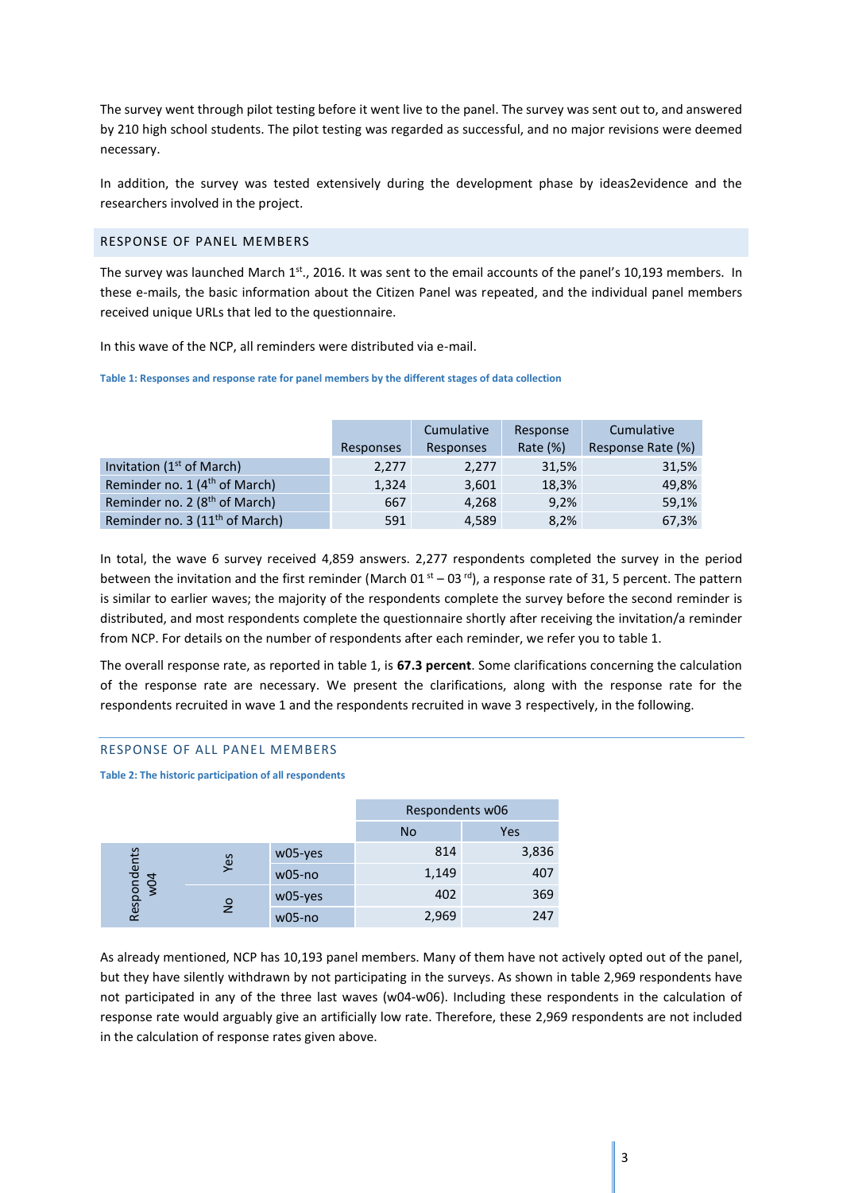The survey went through pilot testing before it went live to the panel. The survey was sent out to, and answered by 210 high school students. The pilot testing was regarded as successful, and no major revisions were deemed necessary.

In addition, the survey was tested extensively during the development phase by ideas2evidence and the researchers involved in the project.

## RESPONSE OF PANEL MEMBERS

The survey was launched March 1st., 2016. It was sent to the email accounts of the panel's 10,193 members. In these e-mails, the basic information about the Citizen Panel was repeated, and the individual panel members received unique URLs that led to the questionnaire.

In this wave of the NCP, all reminders were distributed via e-mail.

**Table 1: Responses and response rate for panel members by the different stages of data collection**

| | Responses | Cumulative Responses | Response Rate (%) | Cumulative Response Rate (%) |
|---|---|---|---|---|
| Invitation (1st of March) | 2,277 | 2,277 | 31,5% | 31,5% |
| Reminder no. 1 (4th of March) | 1,324 | 3,601 | 18,3% | 49,8% |
| Reminder no. 2 (8th of March) | 667 | 4,268 | 9,2% | 59,1% |
| Reminder no. 3 (11th of March) | 591 | 4,589 | 8,2% | 67,3% |

In total, the wave 6 survey received 4,859 answers. 2,277 respondents completed the survey in the period between the invitation and the first reminder (March 01 st – 03 rd), a response rate of 31, 5 percent. The pattern is similar to earlier waves; the majority of the respondents complete the survey before the second reminder is distributed, and most respondents complete the questionnaire shortly after receiving the invitation/a reminder from NCP. For details on the number of respondents after each reminder, we refer you to table 1.

The overall response rate, as reported in table 1, is **67.3 percent**. Some clarifications concerning the calculation of the response rate are necessary. We present the clarifications, along with the response rate for the respondents recruited in wave 1 and the respondents recruited in wave 3 respectively, in the following.

## RESPONSE OF ALL PANEL MEMBERS

**Table 2: The historic participation of all respondents**

| | | | Respondents w06 | |
|---|---|---|---|---|
| | | | No | Yes |
| Respondents w04 | Yes | w05-yes | 814 | 3,836 |
| | | w05-no | 1,149 | 407 |
| | No | w05-yes | 402 | 369 |
| | | w05-no | 2,969 | 247 |

As already mentioned, NCP has 10,193 panel members. Many of them have not actively opted out of the panel, but they have silently withdrawn by not participating in the surveys. As shown in table 2,969 respondents have not participated in any of the three last waves (w04-w06). Including these respondents in the calculation of response rate would arguably give an artificially low rate. Therefore, these 2,969 respondents are not included in the calculation of response rates given above.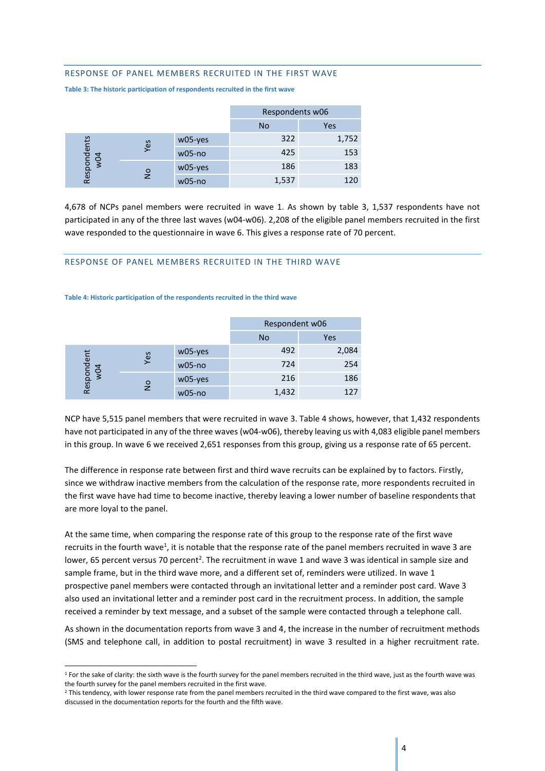## RESPONSE OF PANEL MEMBERS RECRUITED IN THE FIRST WAVE

**Table 3: The historic participation of respondents recruited in the first wave**

| | | | Respondents w06 | |
|---|---|---|---|---|
| | | | No | Yes |
| Respondents w04 | Yes | w05-yes | 322 | 1,752 |
| | | w05-no | 425 | 153 |
| | No | w05-yes | 186 | 183 |
| | | w05-no | 1,537 | 120 |

4,678 of NCPs panel members were recruited in wave 1. As shown by table 3, 1,537 respondents have not participated in any of the three last waves (w04-w06). 2,208 of the eligible panel members recruited in the first wave responded to the questionnaire in wave 6. This gives a response rate of 70 percent.

## RESPONSE OF PANEL MEMBERS RECRUITED IN THE THIRD WAVE

**Table 4: Historic participation of the respondents recruited in the third wave**

| | | | Respondent w06 | |
|---|---|---|---|---|
| | | | No | Yes |
| Respondent w04 | Yes | w05-yes | 492 | 2,084 |
| | | w05-no | 724 | 254 |
| | No | w05-yes | 216 | 186 |
| | | w05-no | 1,432 | 127 |

NCP have 5,515 panel members that were recruited in wave 3. Table 4 shows, however, that 1,432 respondents have not participated in any of the three waves (w04-w06), thereby leaving us with 4,083 eligible panel members in this group. In wave 6 we received 2,651 responses from this group, giving us a response rate of 65 percent.

The difference in response rate between first and third wave recruits can be explained by to factors. Firstly, since we withdraw inactive members from the calculation of the response rate, more respondents recruited in the first wave have had time to become inactive, thereby leaving a lower number of baseline respondents that are more loyal to the panel.

At the same time, when comparing the response rate of this group to the response rate of the first wave recruits in the fourth wave[1], it is notable that the response rate of the panel members recruited in wave 3 are lower, 65 percent versus 70 percent[2]. The recruitment in wave 1 and wave 3 was identical in sample size and sample frame, but in the third wave more, and a different set of, reminders were utilized. In wave 1 prospective panel members were contacted through an invitational letter and a reminder post card. Wave 3 also used an invitational letter and a reminder post card in the recruitment process. In addition, the sample received a reminder by text message, and a subset of the sample were contacted through a telephone call.

As shown in the documentation reports from wave 3 and 4, the increase in the number of recruitment methods (SMS and telephone call, in addition to postal recruitment) in wave 3 resulted in a higher recruitment rate.

[1] For the sake of clarity: the sixth wave is the fourth survey for the panel members recruited in the third wave, just as the fourth wave was the fourth survey for the panel members recruited in the first wave.

[2] This tendency, with lower response rate from the panel members recruited in the third wave compared to the first wave, was also discussed in the documentation reports for the fourth and the fifth wave.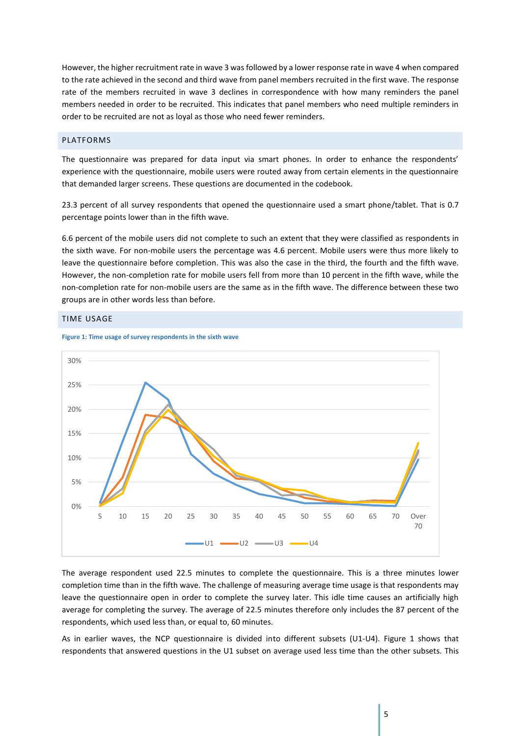However, the higher recruitment rate in wave 3 was followed by a lower response rate in wave 4 when compared to the rate achieved in the second and third wave from panel members recruited in the first wave. The response rate of the members recruited in wave 3 declines in correspondence with how many reminders the panel members needed in order to be recruited. This indicates that panel members who need multiple reminders in order to be recruited are not as loyal as those who need fewer reminders.

## PLATFORMS

The questionnaire was prepared for data input via smart phones. In order to enhance the respondents' experience with the questionnaire, mobile users were routed away from certain elements in the questionnaire that demanded larger screens. These questions are documented in the codebook.

23.3 percent of all survey respondents that opened the questionnaire used a smart phone/tablet. That is 0.7 percentage points lower than in the fifth wave.

6.6 percent of the mobile users did not complete to such an extent that they were classified as respondents in the sixth wave. For non-mobile users the percentage was 4.6 percent. Mobile users were thus more likely to leave the questionnaire before completion. This was also the case in the third, the fourth and the fifth wave. However, the non-completion rate for mobile users fell from more than 10 percent in the fifth wave, while the non-completion rate for non-mobile users are the same as in the fifth wave. The difference between these two groups are in other words less than before.

## TIME USAGE

**Figure 1: Time usage of survey respondents in the sixth wave**

The average respondent used 22.5 minutes to complete the questionnaire. This is a three minutes lower completion time than in the fifth wave. The challenge of measuring average time usage is that respondents may leave the questionnaire open in order to complete the survey later. This idle time causes an artificially high average for completing the survey. The average of 22.5 minutes therefore only includes the 87 percent of the respondents, which used less than, or equal to, 60 minutes.

As in earlier waves, the NCP questionnaire is divided into different subsets (U1-U4). Figure 1 shows that respondents that answered questions in the U1 subset on average used less time than the other subsets. This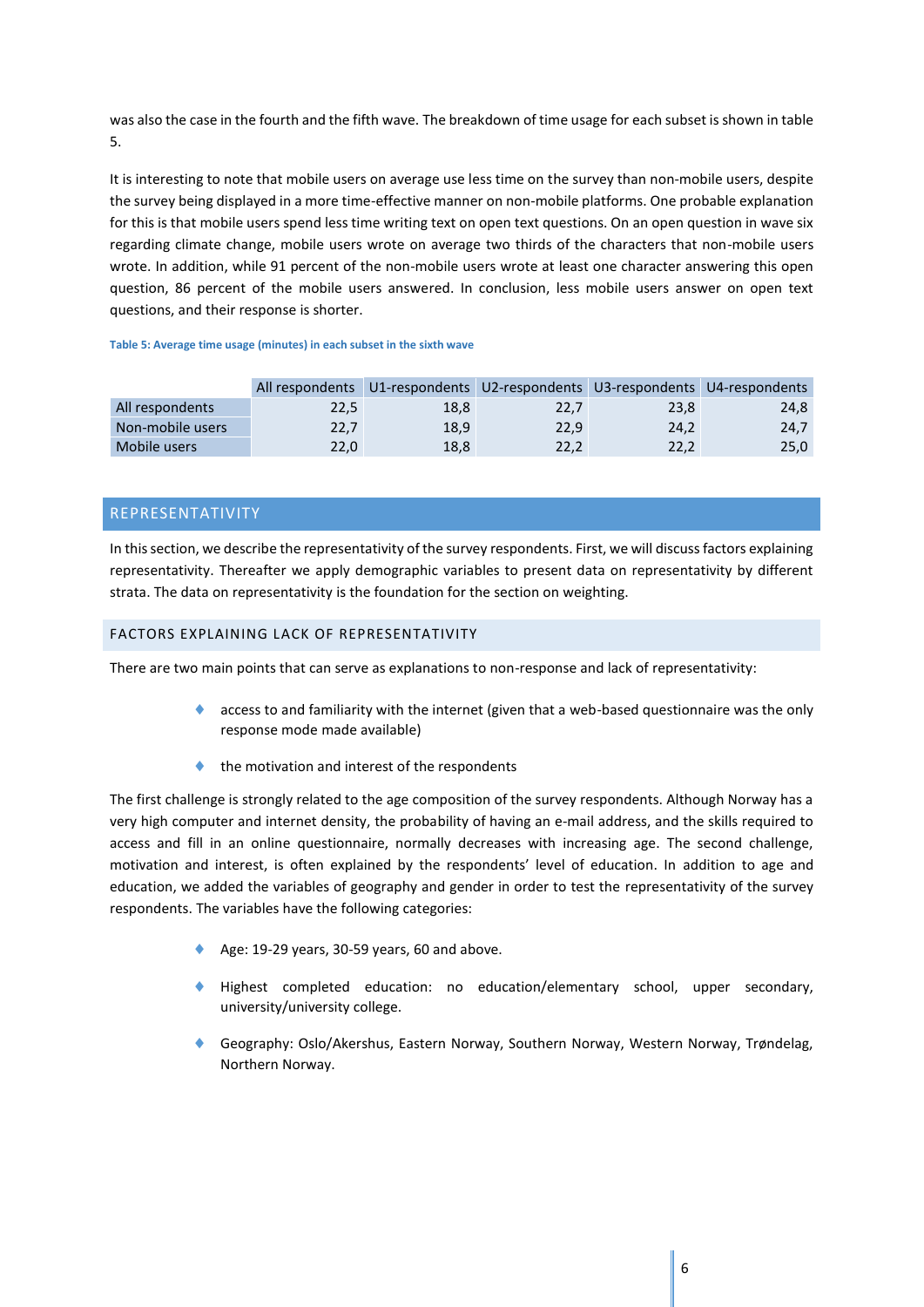was also the case in the fourth and the fifth wave. The breakdown of time usage for each subset is shown in table 5.

It is interesting to note that mobile users on average use less time on the survey than non-mobile users, despite the survey being displayed in a more time-effective manner on non-mobile platforms. One probable explanation for this is that mobile users spend less time writing text on open text questions. On an open question in wave six regarding climate change, mobile users wrote on average two thirds of the characters that non-mobile users wrote. In addition, while 91 percent of the non-mobile users wrote at least one character answering this open question, 86 percent of the mobile users answered. In conclusion, less mobile users answer on open text questions, and their response is shorter.

**Table 5: Average time usage (minutes) in each subset in the sixth wave**

| | All respondents | U1-respondents | U2-respondents | U3-respondents | U4-respondents |
|---|---|---|---|---|---|
| All respondents | 22,5 | 18,8 | 22,7 | 23,8 | 24,8 |
| Non-mobile users | 22,7 | 18,9 | 22,9 | 24,2 | 24,7 |
| Mobile users | 22,0 | 18,8 | 22,2 | 22,2 | 25,0 |

## REPRESENTATIVITY

In this section, we describe the representativity of the survey respondents. First, we will discuss factors explaining representativity. Thereafter we apply demographic variables to present data on representativity by different strata. The data on representativity is the foundation for the section on weighting.

### FACTORS EXPLAINING LACK OF REPRESENTATIVITY

There are two main points that can serve as explanations to non-response and lack of representativity:

- access to and familiarity with the internet (given that a web-based questionnaire was the only response mode made available)
- the motivation and interest of the respondents

The first challenge is strongly related to the age composition of the survey respondents. Although Norway has a very high computer and internet density, the probability of having an e-mail address, and the skills required to access and fill in an online questionnaire, normally decreases with increasing age. The second challenge, motivation and interest, is often explained by the respondents' level of education. In addition to age and education, we added the variables of geography and gender in order to test the representativity of the survey respondents. The variables have the following categories:

- Age: 19-29 years, 30-59 years, 60 and above.
- Highest completed education: no education/elementary school, upper secondary, university/university college.
- Geography: Oslo/Akershus, Eastern Norway, Southern Norway, Western Norway, Trøndelag, Northern Norway.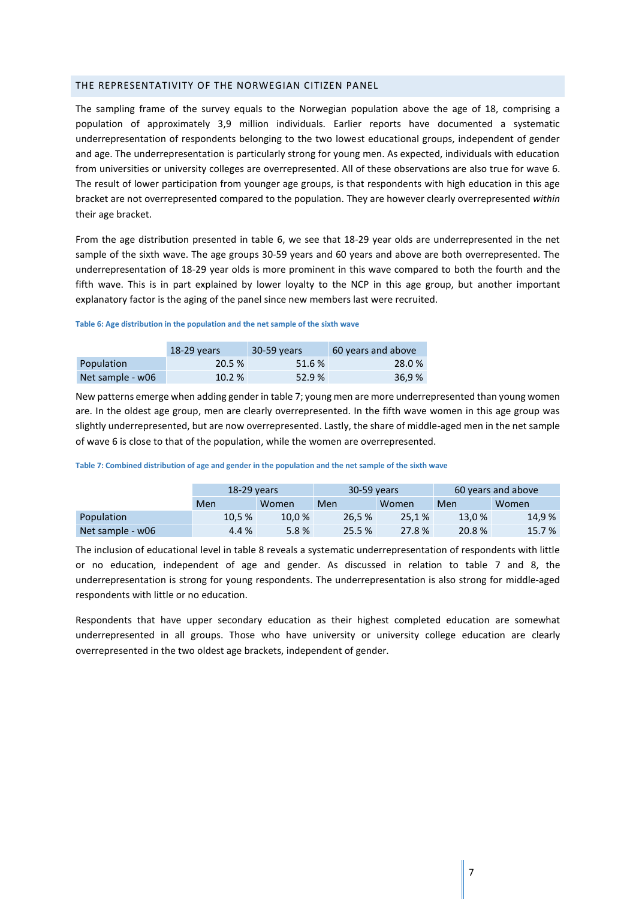## THE REPRESENTATIVITY OF THE NORWEGIAN CITIZEN PANEL

The sampling frame of the survey equals to the Norwegian population above the age of 18, comprising a population of approximately 3,9 million individuals. Earlier reports have documented a systematic underrepresentation of respondents belonging to the two lowest educational groups, independent of gender and age. The underrepresentation is particularly strong for young men. As expected, individuals with education from universities or university colleges are overrepresented. All of these observations are also true for wave 6. The result of lower participation from younger age groups, is that respondents with high education in this age bracket are not overrepresented compared to the population. They are however clearly overrepresented *within* their age bracket.

From the age distribution presented in table 6, we see that 18-29 year olds are underrepresented in the net sample of the sixth wave. The age groups 30-59 years and 60 years and above are both overrepresented. The underrepresentation of 18-29 year olds is more prominent in this wave compared to both the fourth and the fifth wave. This is in part explained by lower loyalty to the NCP in this age group, but another important explanatory factor is the aging of the panel since new members last were recruited.

**Table 6: Age distribution in the population and the net sample of the sixth wave**

| | 18-29 years | 30-59 years | 60 years and above |
|---|---|---|---|
| Population | 20.5 % | 51.6 % | 28.0 % |
| Net sample - w06 | 10.2 % | 52.9 % | 36,9 % |

New patterns emerge when adding gender in table 7; young men are more underrepresented than young women are. In the oldest age group, men are clearly overrepresented. In the fifth wave women in this age group was slightly underrepresented, but are now overrepresented. Lastly, the share of middle-aged men in the net sample of wave 6 is close to that of the population, while the women are overrepresented.

**Table 7: Combined distribution of age and gender in the population and the net sample of the sixth wave**

| | 18-29 years | | 30-59 years | | 60 years and above | |
|---|---|---|---|---|---|---|
| | Men | Women | Men | Women | Men | Women |
| Population | 10,5 % | 10,0 % | 26,5 % | 25,1 % | 13,0 % | 14,9 % |
| Net sample - w06 | 4.4 % | 5.8 % | 25.5 % | 27.8 % | 20.8 % | 15.7 % |

The inclusion of educational level in table 8 reveals a systematic underrepresentation of respondents with little or no education, independent of age and gender. As discussed in relation to table 7 and 8, the underrepresentation is strong for young respondents. The underrepresentation is also strong for middle-aged respondents with little or no education.

Respondents that have upper secondary education as their highest completed education are somewhat underrepresented in all groups. Those who have university or university college education are clearly overrepresented in the two oldest age brackets, independent of gender.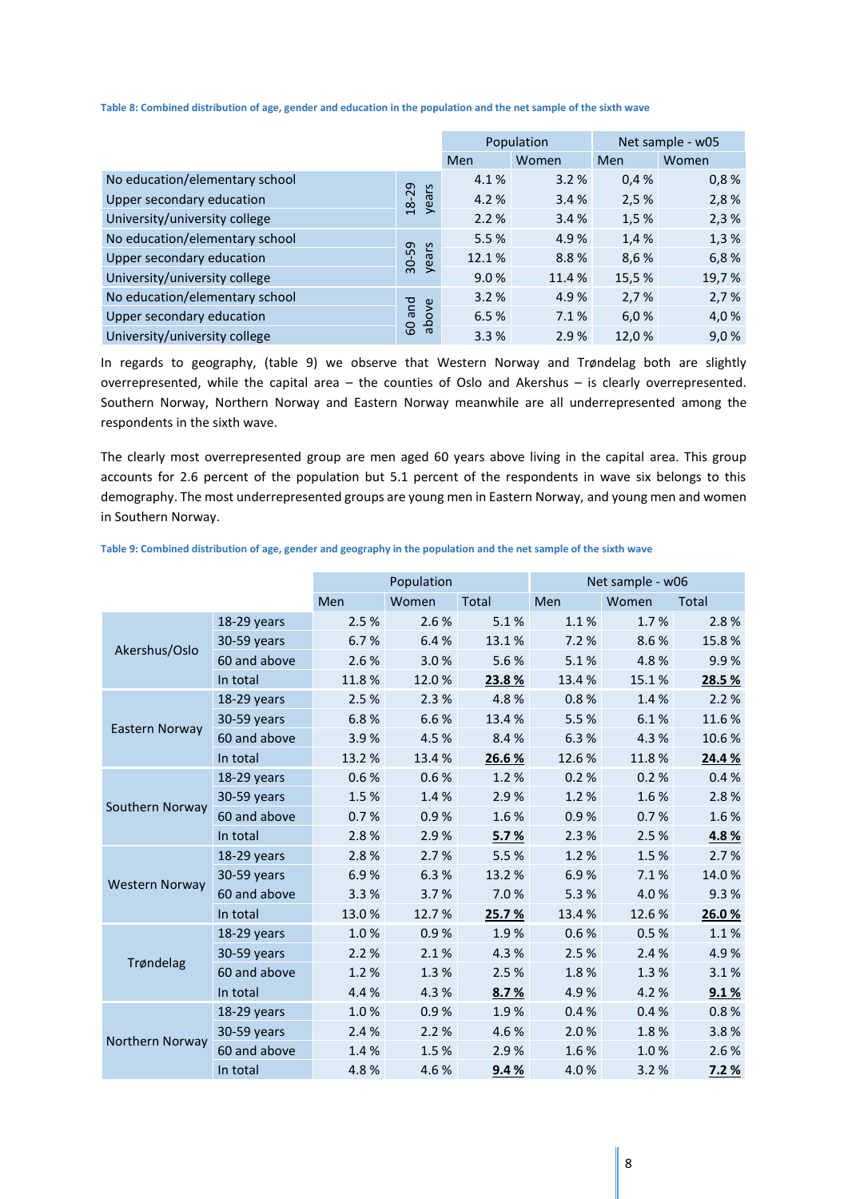**Table 8: Combined distribution of age, gender and education in the population and the net sample of the sixth wave**

| | | Population | | Net sample - w05 | |
|---|---|---|---|---|---|
| | | Men | Women | Men | Women |
| No education/elementary school | 18-29 years | 4.1 % | 3.2 % | 0,4 % | 0,8 % |
| Upper secondary education | | 4.2 % | 3.4 % | 2,5 % | 2,8 % |
| University/university college | | 2.2 % | 3.4 % | 1,5 % | 2,3 % |
| No education/elementary school | 30-59 years | 5.5 % | 4.9 % | 1,4 % | 1,3 % |
| Upper secondary education | | 12.1 % | 8.8 % | 8,6 % | 6,8 % |
| University/university college | | 9.0 % | 11.4 % | 15,5 % | 19,7 % |
| No education/elementary school | 60 and above | 3.2 % | 4.9 % | 2,7 % | 2,7 % |
| Upper secondary education | | 6.5 % | 7.1 % | 6,0 % | 4,0 % |
| University/university college | | 3.3 % | 2.9 % | 12,0 % | 9,0 % |

In regards to geography, (table 9) we observe that Western Norway and Trøndelag both are slightly overrepresented, while the capital area – the counties of Oslo and Akershus – is clearly overrepresented. Southern Norway, Northern Norway and Eastern Norway meanwhile are all underrepresented among the respondents in the sixth wave.

The clearly most overrepresented group are men aged 60 years above living in the capital area. This group accounts for 2.6 percent of the population but 5.1 percent of the respondents in wave six belongs to this demography. The most underrepresented groups are young men in Eastern Norway, and young men and women in Southern Norway.

**Table 9: Combined distribution of age, gender and geography in the population and the net sample of the sixth wave**

| | | Population | | | Net sample - w06 | | |
|---|---|---|---|---|---|---|---|
| | | Men | Women | Total | Men | Women | Total |
| Akershus/Oslo | 18-29 years | 2.5 % | 2.6 % | 5.1 % | 1.1 % | 1.7 % | 2.8 % |
| | 30-59 years | 6.7 % | 6.4 % | 13.1 % | 7.2 % | 8.6 % | 15.8 % |
| | 60 and above | 2.6 % | 3.0 % | 5.6 % | 5.1 % | 4.8 % | 9.9 % |
| | In total | 11.8 % | 12.0 % | **23.8 %** | 13.4 % | 15.1 % | **28.5 %** |
| Eastern Norway | 18-29 years | 2.5 % | 2.3 % | 4.8 % | 0.8 % | 1.4 % | 2.2 % |
| | 30-59 years | 6.8 % | 6.6 % | 13.4 % | 5.5 % | 6.1 % | 11.6 % |
| | 60 and above | 3.9 % | 4.5 % | 8.4 % | 6.3 % | 4.3 % | 10.6 % |
| | In total | 13.2 % | 13.4 % | **26.6 %** | 12.6 % | 11.8 % | **24.4 %** |
| Southern Norway | 18-29 years | 0.6 % | 0.6 % | 1.2 % | 0.2 % | 0.2 % | 0.4 % |
| | 30-59 years | 1.5 % | 1.4 % | 2.9 % | 1.2 % | 1.6 % | 2.8 % |
| | 60 and above | 0.7 % | 0.9 % | 1.6 % | 0.9 % | 0.7 % | 1.6 % |
| | In total | 2.8 % | 2.9 % | **5.7 %** | 2.3 % | 2.5 % | **4.8 %** |
| Western Norway | 18-29 years | 2.8 % | 2.7 % | 5.5 % | 1.2 % | 1.5 % | 2.7 % |
| | 30-59 years | 6.9 % | 6.3 % | 13.2 % | 6.9 % | 7.1 % | 14.0 % |
| | 60 and above | 3.3 % | 3.7 % | 7.0 % | 5.3 % | 4.0 % | 9.3 % |
| | In total | 13.0 % | 12.7 % | **25.7 %** | 13.4 % | 12.6 % | **26.0 %** |
| Trøndelag | 18-29 years | 1.0 % | 0.9 % | 1.9 % | 0.6 % | 0.5 % | 1.1 % |
| | 30-59 years | 2.2 % | 2.1 % | 4.3 % | 2.5 % | 2.4 % | 4.9 % |
| | 60 and above | 1.2 % | 1.3 % | 2.5 % | 1.8 % | 1.3 % | 3.1 % |
| | In total | 4.4 % | 4.3 % | **8.7 %** | 4.9 % | 4.2 % | **9.1 %** |
| Northern Norway | 18-29 years | 1.0 % | 0.9 % | 1.9 % | 0.4 % | 0.4 % | 0.8 % |
| | 30-59 years | 2.4 % | 2.2 % | 4.6 % | 2.0 % | 1.8 % | 3.8 % |
| | 60 and above | 1.4 % | 1.5 % | 2.9 % | 1.6 % | 1.0 % | 2.6 % |
| | In total | 4.8 % | 4.6 % | **9.4 %** | 4.0 % | 3.2 % | **7.2 %** |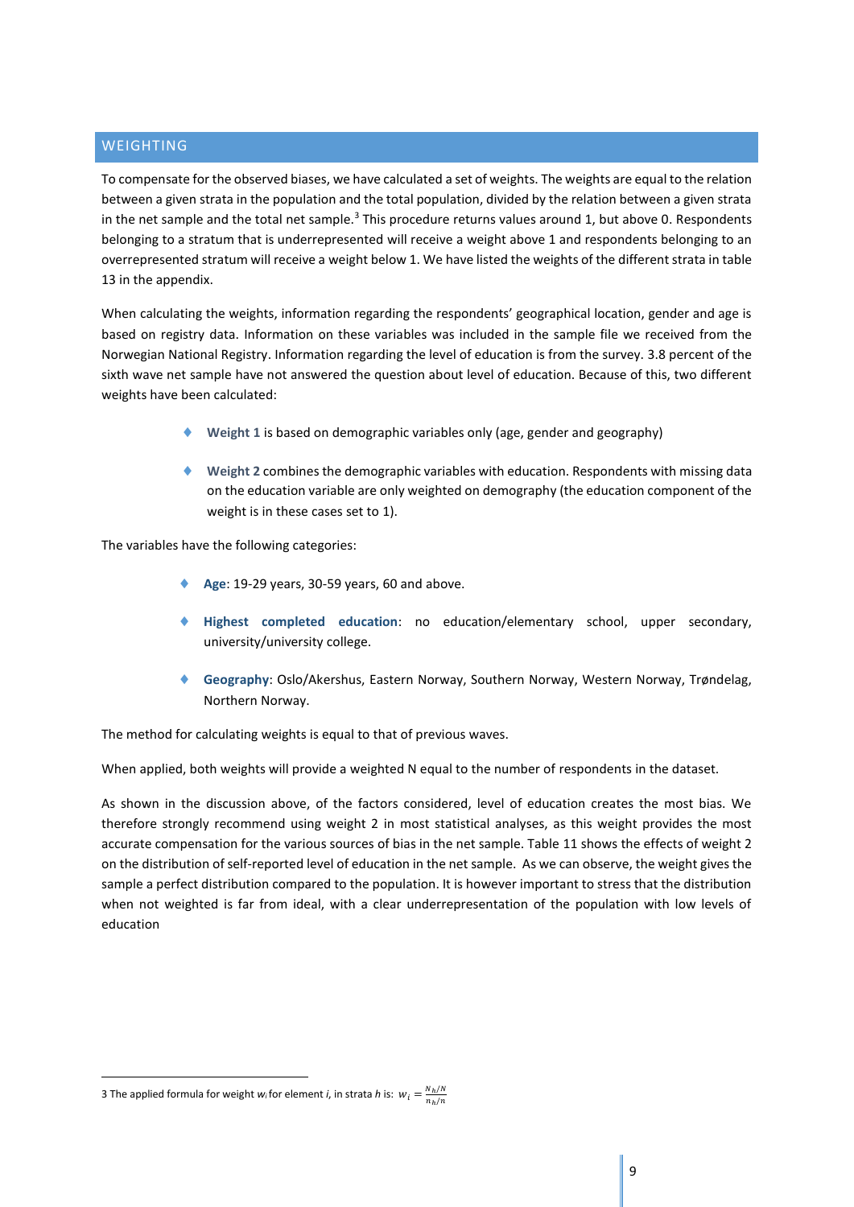## WEIGHTING

To compensate for the observed biases, we have calculated a set of weights. The weights are equal to the relation between a given strata in the population and the total population, divided by the relation between a given strata in the net sample and the total net sample.[3] This procedure returns values around 1, but above 0. Respondents belonging to a stratum that is underrepresented will receive a weight above 1 and respondents belonging to an overrepresented stratum will receive a weight below 1. We have listed the weights of the different strata in table 13 in the appendix.

When calculating the weights, information regarding the respondents' geographical location, gender and age is based on registry data. Information on these variables was included in the sample file we received from the Norwegian National Registry. Information regarding the level of education is from the survey. 3.8 percent of the sixth wave net sample have not answered the question about level of education. Because of this, two different weights have been calculated:

- **Weight 1** is based on demographic variables only (age, gender and geography)
- **Weight 2** combines the demographic variables with education. Respondents with missing data on the education variable are only weighted on demography (the education component of the weight is in these cases set to 1).

The variables have the following categories:

- **Age**: 19-29 years, 30-59 years, 60 and above.
- **Highest completed education**: no education/elementary school, upper secondary, university/university college.
- **Geography**: Oslo/Akershus, Eastern Norway, Southern Norway, Western Norway, Trøndelag, Northern Norway.

The method for calculating weights is equal to that of previous waves.

When applied, both weights will provide a weighted N equal to the number of respondents in the dataset.

As shown in the discussion above, of the factors considered, level of education creates the most bias. We therefore strongly recommend using weight 2 in most statistical analyses, as this weight provides the most accurate compensation for the various sources of bias in the net sample. Table 11 shows the effects of weight 2 on the distribution of self-reported level of education in the net sample. As we can observe, the weight gives the sample a perfect distribution compared to the population. It is however important to stress that the distribution when not weighted is far from ideal, with a clear underrepresentation of the population with low levels of education

---

3 The applied formula for weight $w_i$ for element $i$, in strata $h$ is: $w_i = \frac{N_h/N}{n_h/n}$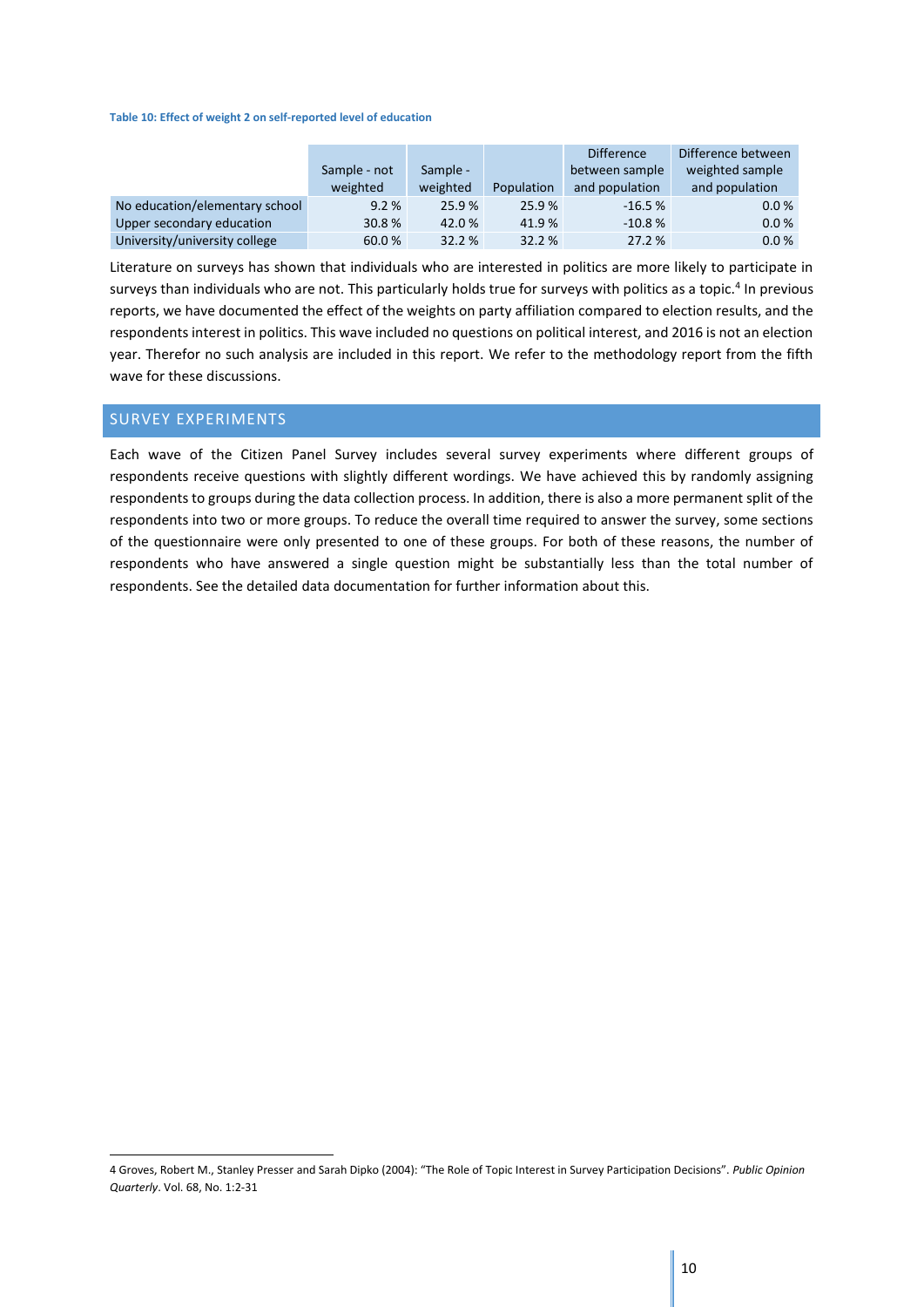**Table 10: Effect of weight 2 on self-reported level of education**

| | Sample - not weighted | Sample - weighted | Population | Difference between sample and population | Difference between weighted sample and population |
|---|---|---|---|---|---|
| No education/elementary school | 9.2 % | 25.9 % | 25.9 % | -16.5 % | 0.0 % |
| Upper secondary education | 30.8 % | 42.0 % | 41.9 % | -10.8 % | 0.0 % |
| University/university college | 60.0 % | 32.2 % | 32.2 % | 27.2 % | 0.0 % |

Literature on surveys has shown that individuals who are interested in politics are more likely to participate in surveys than individuals who are not. This particularly holds true for surveys with politics as a topic.[4] In previous reports, we have documented the effect of the weights on party affiliation compared to election results, and the respondents interest in politics. This wave included no questions on political interest, and 2016 is not an election year. Therefor no such analysis are included in this report. We refer to the methodology report from the fifth wave for these discussions.

## SURVEY EXPERIMENTS

Each wave of the Citizen Panel Survey includes several survey experiments where different groups of respondents receive questions with slightly different wordings. We have achieved this by randomly assigning respondents to groups during the data collection process. In addition, there is also a more permanent split of the respondents into two or more groups. To reduce the overall time required to answer the survey, some sections of the questionnaire were only presented to one of these groups. For both of these reasons, the number of respondents who have answered a single question might be substantially less than the total number of respondents. See the detailed data documentation for further information about this.

4 Groves, Robert M., Stanley Presser and Sarah Dipko (2004): "The Role of Topic Interest in Survey Participation Decisions". *Public Opinion Quarterly*. Vol. 68, No. 1:2-31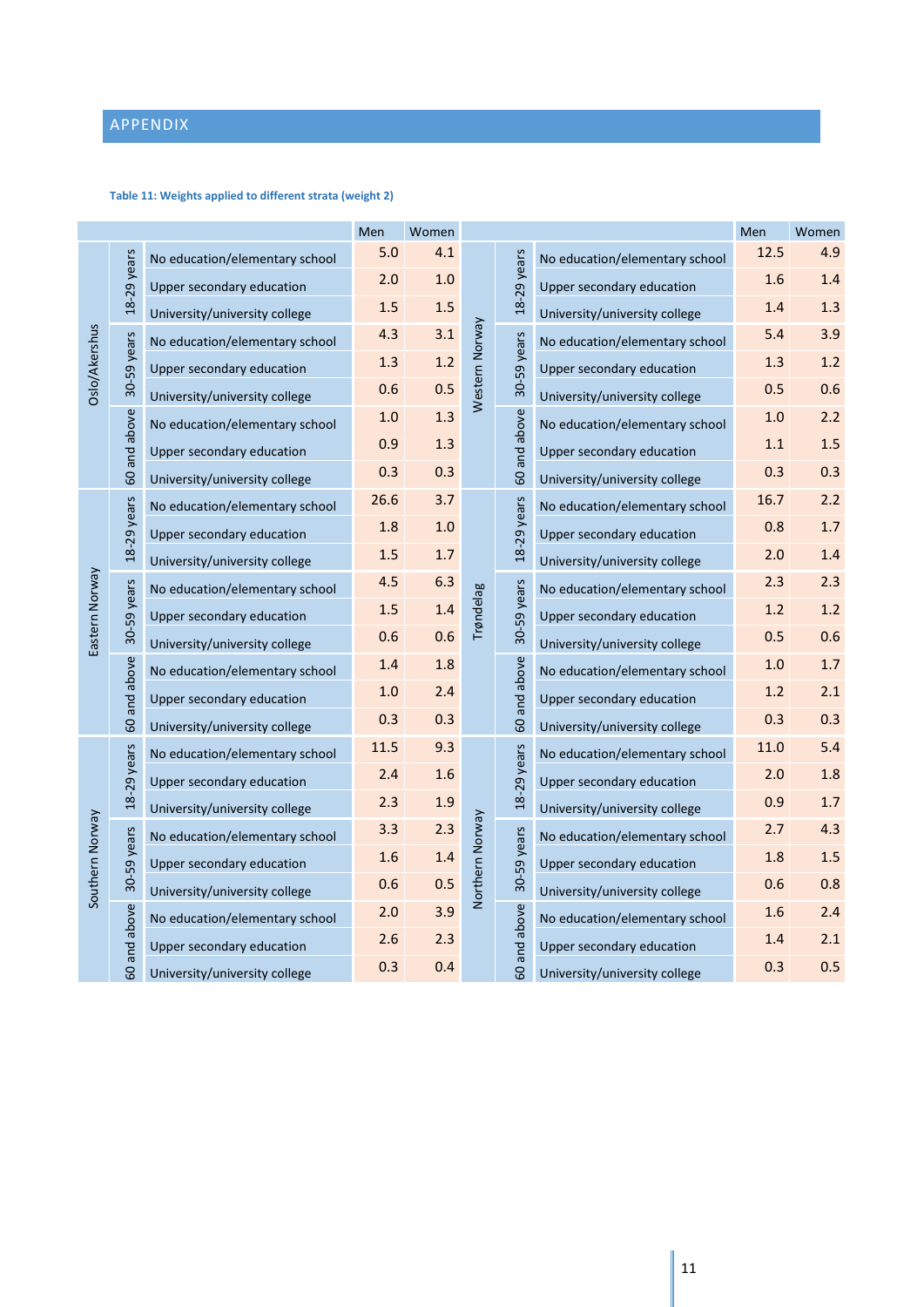## APPENDIX

**Table 11: Weights applied to different strata (weight 2)**

| | | | Men | Women | | | | Men | Women |
|---|---|---|---|---|---|---|---|---|---|
| Oslo/Akershus | 18-29 years | No education/elementary school | 5.0 | 4.1 | Western Norway | 18-29 years | No education/elementary school | 12.5 | 4.9 |
| | | Upper secondary education | 2.0 | 1.0 | | | Upper secondary education | 1.6 | 1.4 |
| | | University/university college | 1.5 | 1.5 | | | University/university college | 1.4 | 1.3 |
| | 30-59 years | No education/elementary school | 4.3 | 3.1 | | 30-59 years | No education/elementary school | 5.4 | 3.9 |
| | | Upper secondary education | 1.3 | 1.2 | | | Upper secondary education | 1.3 | 1.2 |
| | | University/university college | 0.6 | 0.5 | | | University/university college | 0.5 | 0.6 |
| | 60 and above | No education/elementary school | 1.0 | 1.3 | | 60 and above | No education/elementary school | 1.0 | 2.2 |
| | | Upper secondary education | 0.9 | 1.3 | | | Upper secondary education | 1.1 | 1.5 |
| | | University/university college | 0.3 | 0.3 | | | University/university college | 0.3 | 0.3 |
| Eastern Norway | 18-29 years | No education/elementary school | 26.6 | 3.7 | Trøndelag | 18-29 years | No education/elementary school | 16.7 | 2.2 |
| | | Upper secondary education | 1.8 | 1.0 | | | Upper secondary education | 0.8 | 1.7 |
| | | University/university college | 1.5 | 1.7 | | | University/university college | 2.0 | 1.4 |
| | 30-59 years | No education/elementary school | 4.5 | 6.3 | | 30-59 years | No education/elementary school | 2.3 | 2.3 |
| | | Upper secondary education | 1.5 | 1.4 | | | Upper secondary education | 1.2 | 1.2 |
| | | University/university college | 0.6 | 0.6 | | | University/university college | 0.5 | 0.6 |
| | 60 and above | No education/elementary school | 1.4 | 1.8 | | 60 and above | No education/elementary school | 1.0 | 1.7 |
| | | Upper secondary education | 1.0 | 2.4 | | | Upper secondary education | 1.2 | 2.1 |
| | | University/university college | 0.3 | 0.3 | | | University/university college | 0.3 | 0.3 |
| Southern Norway | 18-29 years | No education/elementary school | 11.5 | 9.3 | Northern Norway | 18-29 years | No education/elementary school | 11.0 | 5.4 |
| | | Upper secondary education | 2.4 | 1.6 | | | Upper secondary education | 2.0 | 1.8 |
| | | University/university college | 2.3 | 1.9 | | | University/university college | 0.9 | 1.7 |
| | 30-59 years | No education/elementary school | 3.3 | 2.3 | | 30-59 years | No education/elementary school | 2.7 | 4.3 |
| | | Upper secondary education | 1.6 | 1.4 | | | Upper secondary education | 1.8 | 1.5 |
| | | University/university college | 0.6 | 0.5 | | | University/university college | 0.6 | 0.8 |
| | 60 and above | No education/elementary school | 2.0 | 3.9 | | 60 and above | No education/elementary school | 1.6 | 2.4 |
| | | Upper secondary education | 2.6 | 2.3 | | | Upper secondary education | 1.4 | 2.1 |
| | | University/university college | 0.3 | 0.4 | | | University/university college | 0.3 | 0.5 |